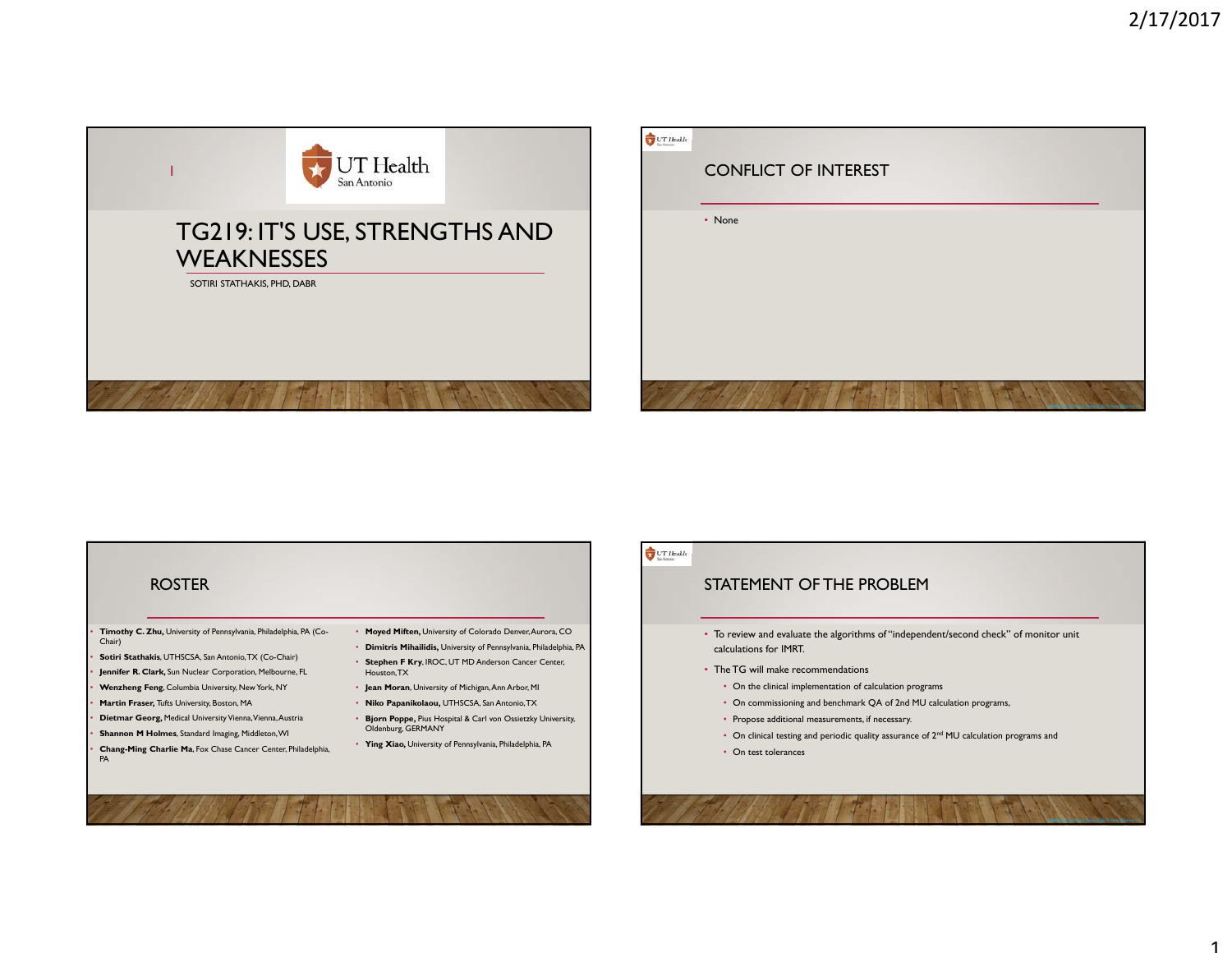# TG219: IT'S USE, STRENGTHS AND WEAKNESSES

SOTIRI STATHAKIS, PHD, DABR

## CONFLICT OF INTEREST

- None

## ROSTER

- **Timothy C. Zhu,** University of Pennsylvania, Philadelphia, PA (Co-Chair)
- **Sotiri Stathakis**, UTHSCSA, San Antonio, TX (Co-Chair)
- **Jennifer R. Clark,** Sun Nuclear Corporation, Melbourne, FL
- **Wenzheng Feng**, Columbia University, New York, NY
- **Martin Fraser,** Tufts University, Boston, MA
- **Dietmar Georg,** Medical University Vienna, Vienna, Austria
- **Shannon M Holmes**, Standard Imaging, Middleton, WI
- **Chang-Ming Charlie Ma**, Fox Chase Cancer Center, Philadelphia, PA
- **Moyed Miften,** University of Colorado Denver, Aurora, CO
- **Dimitris Mihailidis,** University of Pennsylvania, Philadelphia, PA
- **Stephen F Kry**, IROC, UT MD Anderson Cancer Center, Houston, TX
- **Jean Moran**, University of Michigan, Ann Arbor, MI
- **Niko Papanikolaou,** UTHSCSA, San Antonio, TX
- **Bjorn Poppe,** Pius Hospital & Carl von Ossietzky University, Oldenburg, GERMANY
- **Ying Xiao,** University of Pennsylvania, Philadelphia, PA

## STATEMENT OF THE PROBLEM

- To review and evaluate the algorithms of "independent/second check" of monitor unit calculations for IMRT.
- The TG will make recommendations
  - On the clinical implementation of calculation programs
  - On commissioning and benchmark QA of 2nd MU calculation programs,
  - Propose additional measurements, if necessary.
  - On clinical testing and periodic quality assurance of 2nd MU calculation programs and
  - On test tolerances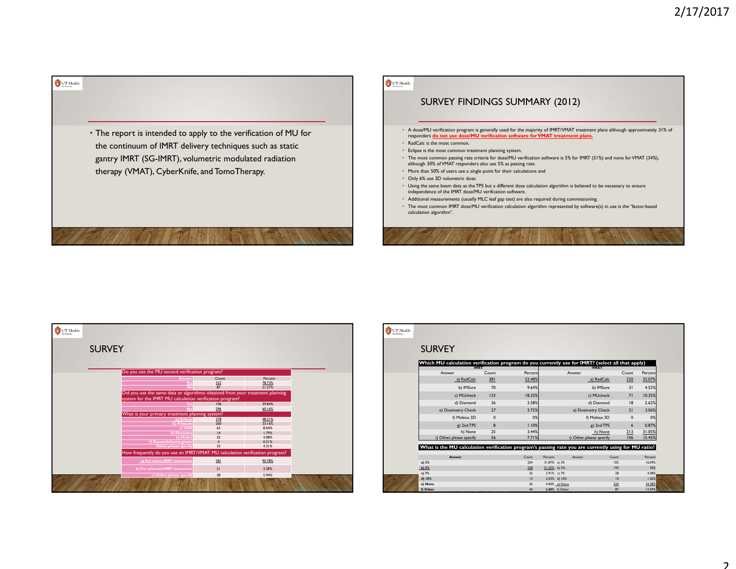- The report is intended to apply to the verification of MU for the continuum of IMRT delivery techniques such as static gantry IMRT (SG-IMRT), volumetric modulated radiation therapy (VMAT), CyberKnife, and TomoTherapy.

## SURVEY FINDINGS SUMMARY (2012)

- A dose/MU verification program is generally used for the majority of IMRT/VMAT treatment plans although approximately 31% of responders **do not use dose/MU verification software for VMAT treatment plans.**
- RadCalc is the most common.
- Eclipse is the most common treatment planning system.
- The most common passing rate criteria for dose/MU verification software is 5% for IMRT (51%) and none for VMAT (34%), although 30% of VMAT responders also use 5% as passing rate.
- More than 50% of users use a single point for their calculations and
- Only 6% use 3D volumetric dose.
- Using the same beam data as the TPS but a different dose calculation algorithm is believed to be necessary to ensure independence of the IMRT dose/MU verification software.
- Additional measurements (usually MLC leaf gap test) are also required during commissioning.
- The most common IMRT dose/MU verification calculation algorithm represented by software(s) in use is the "factor-based calculation algorithm".

## SURVEY

**Do you use the MU second verification program?**

| Answer | Count | Percent |
|---|---|---|
| Yes | 322 | 78.73% |
| No | 87 | 21.27% |

**Did you use the same data or algorithms obtained from your treatment planning system for the IMRT MU calculation verification program?**

| Answer | Count | Percent |
|---|---|---|
| Yes | 196 | 39.84% |
| No | 296 | 60.16% |

**What is your primary treatment planning system?**

| Answer | Count | Percent |
|---|---|---|
| a) Eclipse | 378 | 48.21% |
| b) Pinnacle | 260 | 33.16% |
| c) CMS | 63 | 8.04% |
| d) Oncentra | 14 | 1.79% |
| e) Hi-Art | 32 | 4.08% |
| f) Research/home grown | 4 | 0.51% |
| Other, please specify | 33 | 4.21% |

**How frequently do you use an IMRT/VMAT MU calculation verification program?**

| Answer | Count | Percent |
|---|---|---|
| a) For every IMRT treatment | 581 | 90.78% |
| b) For selected IMRT treatment | 21 | 3.28% |
| c) Other, please specify | 38 | 5.94% |

## SURVEY

**Which MU calculation verification program do you currently use for IMRT? (select all that apply)**

| IMRT Answer | Count | Percent | VMAT Answer | Count | Percent |
|---|---|---|---|---|---|
| a) RadCalc | 381 | 52.48% | a) RadCalc | 220 | 32.07% |
| b) IMSure | 70 | 9.64% | b) IMSure | 31 | 4.52% |
| c) MUcheck | 133 | 18.32% | c) MUcheck | 71 | 10.35% |
| d) Diamond | 26 | 3.58% | d) Diamond | 18 | 2.62% |
| e) Dosimetry Check | 27 | 3.72% | e) Dosimetry Check | 21 | 3.06% |
| f) Mobius 3D | 0 | 0% | f) Mobius 3D | 0 | 0% |
| g) 2nd TPS | 8 | 1.10% | g) 2nd TPS | 6 | 0.87% |
| h) None | 25 | 3.44% | h) None | 213 | 31.05% |
| i) Other, please specify | 56 | 7.71% | i) Other, please specify | 106 | 15.45% |

**What is the MU calculation verification program's passing rate you are currently using for MU ratio?**

| Answer | Count | Percent | Answer | Count | Percent |
|---|---|---|---|---|---|
| a) 3% | 204 | 31.87% | a) 3% | 103 | 16.09% |
| b) 5% | 328 | 51.25% | b) 5% | 192 | 30% |
| c) 7% | 25 | 3.91% | c) 7% | 28 | 4.38% |
| d) 10% | 13 | 2.03% | d) 10% | 10 | 1.56% |
| e) None | 26 | 4.06% | e) None | 220 | 34.38% |
| f) Other | 44 | 6.88% | f) Other | 87 | 13.59% |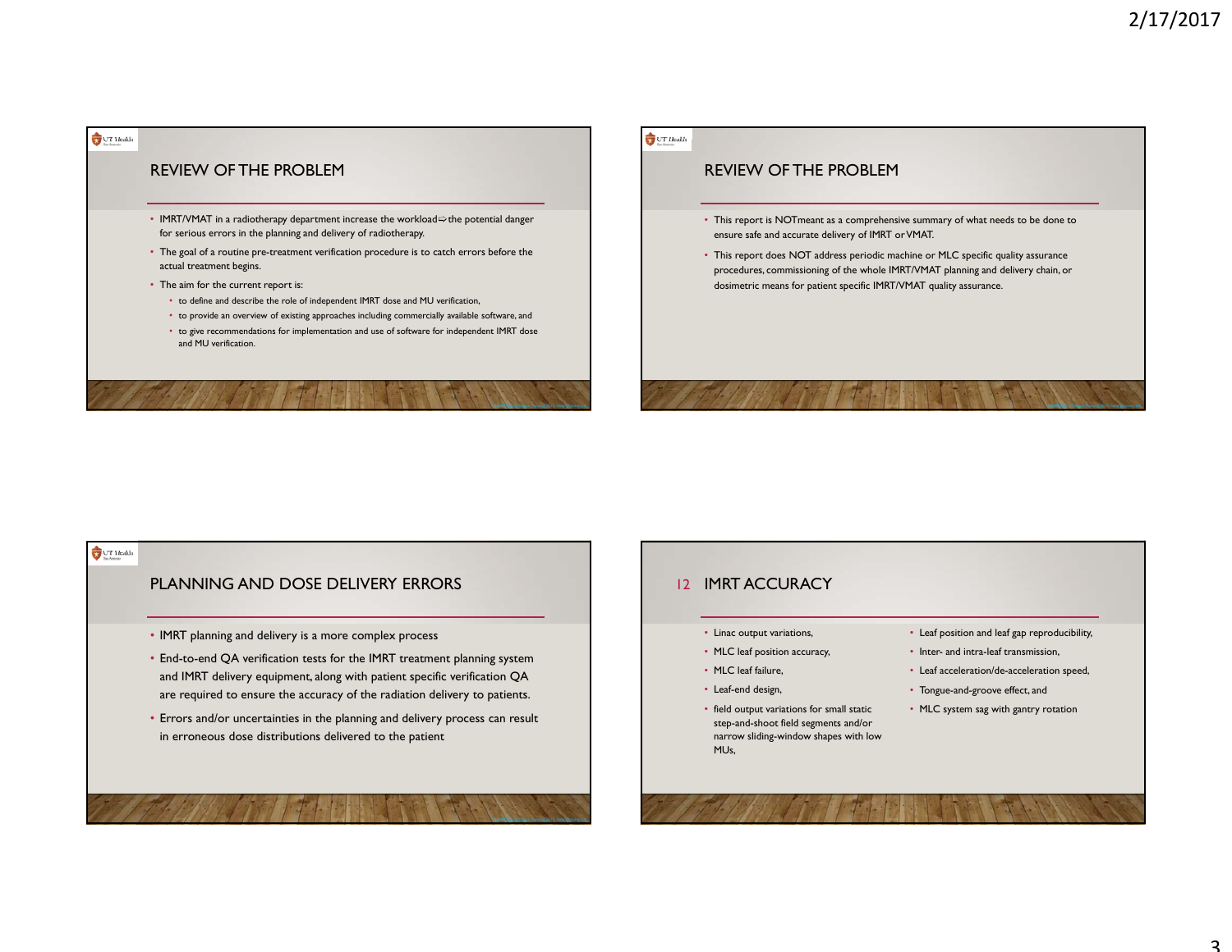## REVIEW OF THE PROBLEM

- IMRT/VMAT in a radiotherapy department increase the workload ⇨ the potential danger for serious errors in the planning and delivery of radiotherapy.
- The goal of a routine pre-treatment verification procedure is to catch errors before the actual treatment begins.
- The aim for the current report is:
  - to define and describe the role of independent IMRT dose and MU verification,
  - to provide an overview of existing approaches including commercially available software, and
  - to give recommendations for implementation and use of software for independent IMRT dose and MU verification.

## REVIEW OF THE PROBLEM

- This report is NOTmeant as a comprehensive summary of what needs to be done to ensure safe and accurate delivery of IMRT or VMAT.
- This report does NOT address periodic machine or MLC specific quality assurance procedures, commissioning of the whole IMRT/VMAT planning and delivery chain, or dosimetric means for patient specific IMRT/VMAT quality assurance.

## PLANNING AND DOSE DELIVERY ERRORS

- IMRT planning and delivery is a more complex process
- End-to-end QA verification tests for the IMRT treatment planning system and IMRT delivery equipment, along with patient specific verification QA are required to ensure the accuracy of the radiation delivery to patients.
- Errors and/or uncertainties in the planning and delivery process can result in erroneous dose distributions delivered to the patient

## 12 IMRT ACCURACY

- Linac output variations,
- MLC leaf position accuracy,
- MLC leaf failure,
- Leaf-end design,
- field output variations for small static step-and-shoot field segments and/or narrow sliding-window shapes with low MUs,
- Leaf position and leaf gap reproducibility,
- Inter- and intra-leaf transmission,
- Leaf acceleration/de-acceleration speed,
- Tongue-and-groove effect, and
- MLC system sag with gantry rotation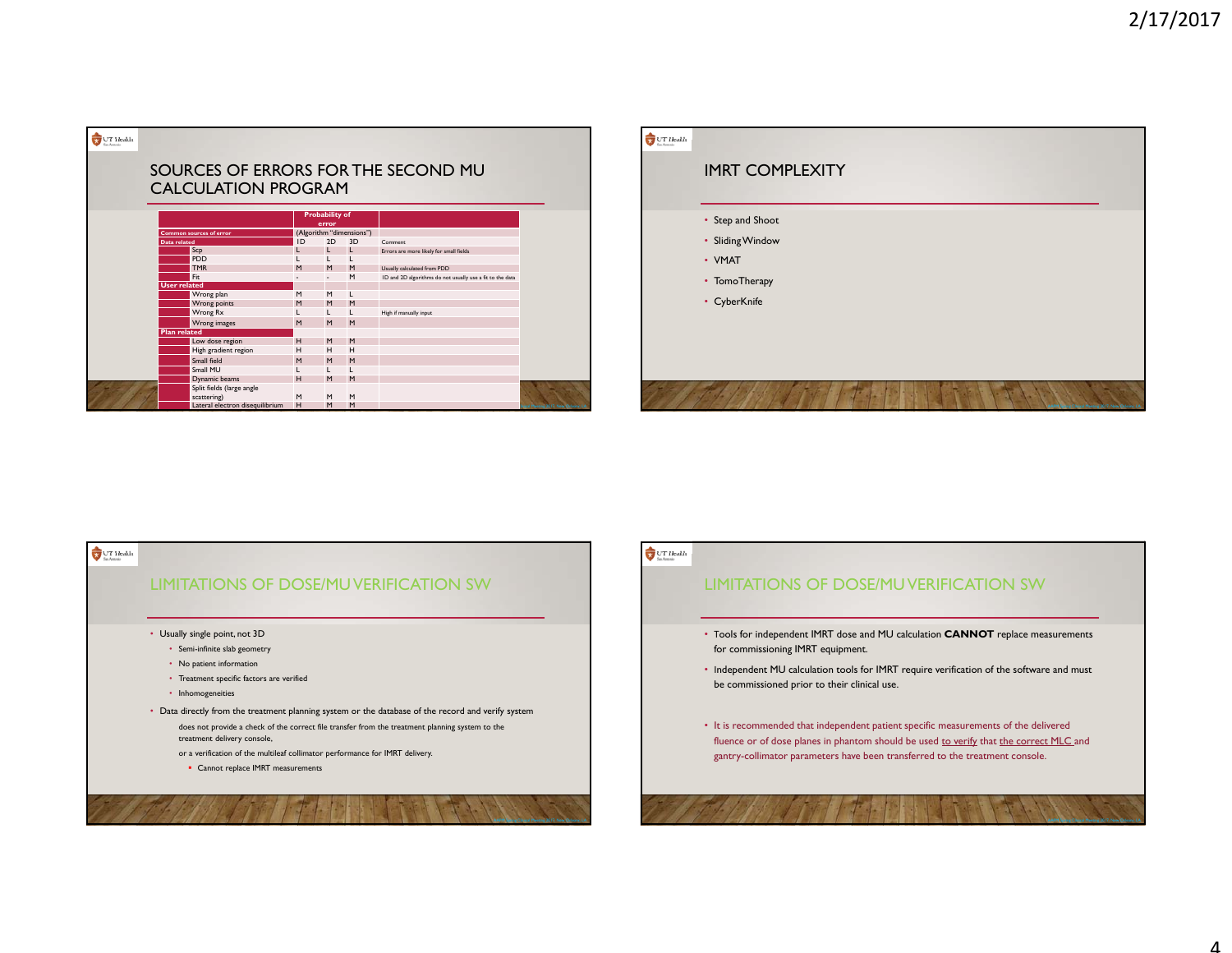## SOURCES OF ERRORS FOR THE SECOND MU CALCULATION PROGRAM

| | | Probability of error | | | |
|---|---|---|---|---|---|
| Common sources of error | | (Algorithm "dimensions") | | | |
| Data related | | 1D | 2D | 3D | Comment |
| | Scp | L | L | L | Errors are more likely for small fields |
| | PDD | L | L | L | |
| | TMR | M | M | M | Usually calculated from PDD |
| | Fit | - | - | M | 1D and 2D algorithms do not usually use a fit to the data |
| User related | | | | | |
| | Wrong plan | M | M | L | |
| | Wrong points | M | M | M | |
| | Wrong Rx | L | L | L | High if manually input |
| | Wrong images | M | M | M | |
| Plan related | | | | | |
| | Low dose region | H | M | M | |
| | High gradient region | H | H | H | |
| | Small field | M | M | M | |
| | Small MU | L | L | L | |
| | Dynamic beams | H | M | M | |
| | Split fields (large angle scattering) | M | M | M | |
| | Lateral electron disequilibrium | H | M | M | |

## IMRT COMPLEXITY

- Step and Shoot
- Sliding Window
- VMAT
- TomoTherapy
- CyberKnife

## LIMITATIONS OF DOSE/MU VERIFICATION SW

- Usually single point, not 3D
  - Semi-infinite slab geometry
  - No patient information
  - Treatment specific factors are verified
  - Inhomogeneities
- Data directly from the treatment planning system or the database of the record and verify system

  does not provide a check of the correct file transfer from the treatment planning system to the treatment delivery console,

  or a verification of the multileaf collimator performance for IMRT delivery.
  - Cannot replace IMRT measurements

## LIMITATIONS OF DOSE/MU VERIFICATION SW

- Tools for independent IMRT dose and MU calculation **CANNOT** replace measurements for commissioning IMRT equipment.
- Independent MU calculation tools for IMRT require verification of the software and must be commissioned prior to their clinical use.
- It is recommended that independent patient specific measurements of the delivered fluence or of dose planes in phantom should be used to verify that the correct MLC and gantry-collimator parameters have been transferred to the treatment console.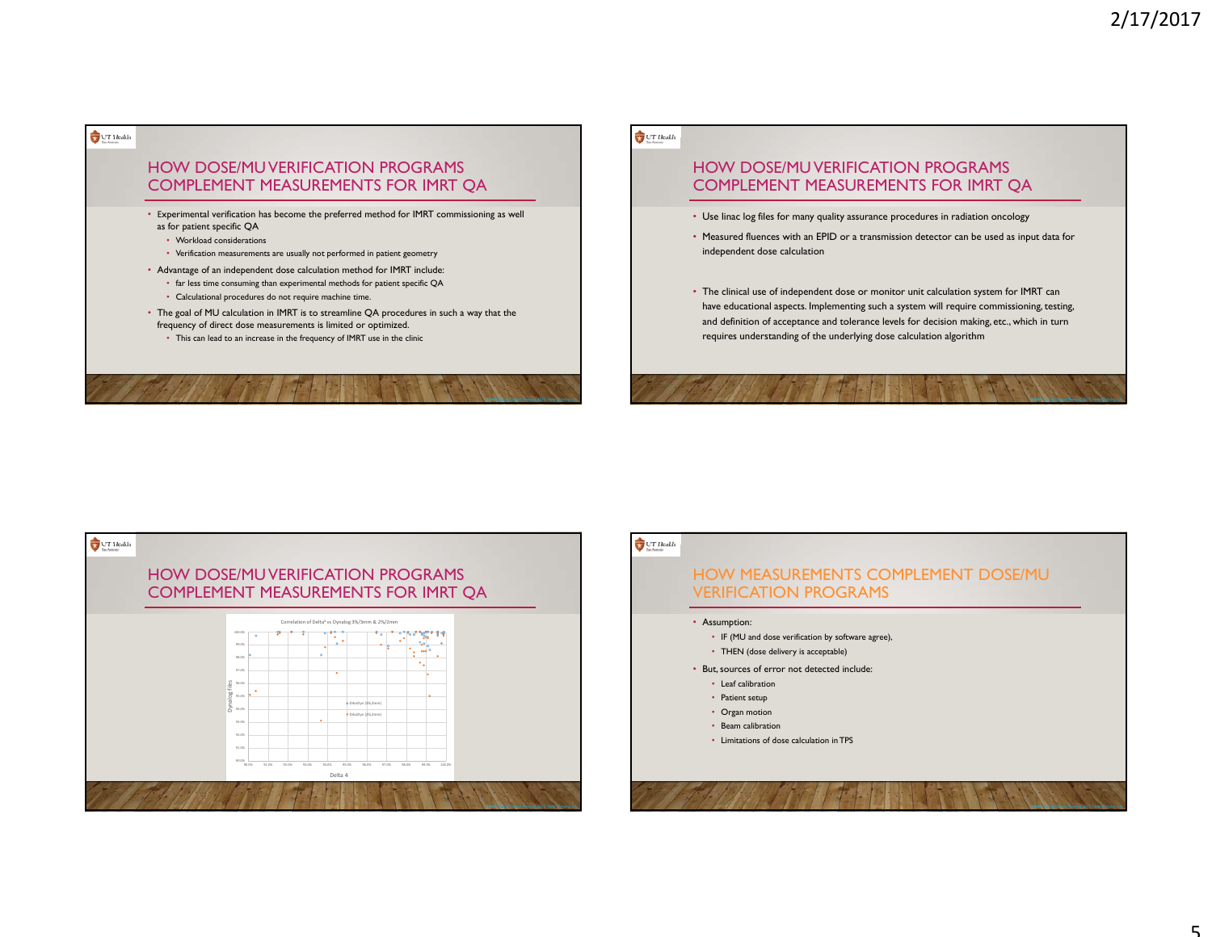## HOW DOSE/MU VERIFICATION PROGRAMS COMPLEMENT MEASUREMENTS FOR IMRT QA

- Experimental verification has become the preferred method for IMRT commissioning as well as for patient specific QA
  - Workload considerations
  - Verification measurements are usually not performed in patient geometry
- Advantage of an independent dose calculation method for IMRT include:
  - far less time consuming than experimental methods for patient specific QA
  - Calculational procedures do not require machine time.
- The goal of MU calculation in IMRT is to streamline QA procedures in such a way that the frequency of direct dose measurements is limited or optimized.
  - This can lead to an increase in the frequency of IMRT use in the clinic

## HOW DOSE/MU VERIFICATION PROGRAMS COMPLEMENT MEASUREMENTS FOR IMRT QA

- Use linac log files for many quality assurance procedures in radiation oncology
- Measured fluences with an EPID or a transmission detector can be used as input data for independent dose calculation
- The clinical use of independent dose or monitor unit calculation system for IMRT can have educational aspects. Implementing such a system will require commissioning, testing, and definition of acceptance and tolerance levels for decision making, etc., which in turn requires understanding of the underlying dose calculation algorithm

## HOW DOSE/MU VERIFICATION PROGRAMS COMPLEMENT MEASUREMENTS FOR IMRT QA

Correlation of Delta4 vs Dynalog 3%/3mm & 2%/2mm

## HOW MEASUREMENTS COMPLEMENT DOSE/MU VERIFICATION PROGRAMS

- Assumption:
  - IF (MU and dose verification by software agree),
  - THEN (dose delivery is acceptable)
- But, sources of error not detected include:
  - Leaf calibration
  - Patient setup
  - Organ motion
  - Beam calibration
  - Limitations of dose calculation in TPS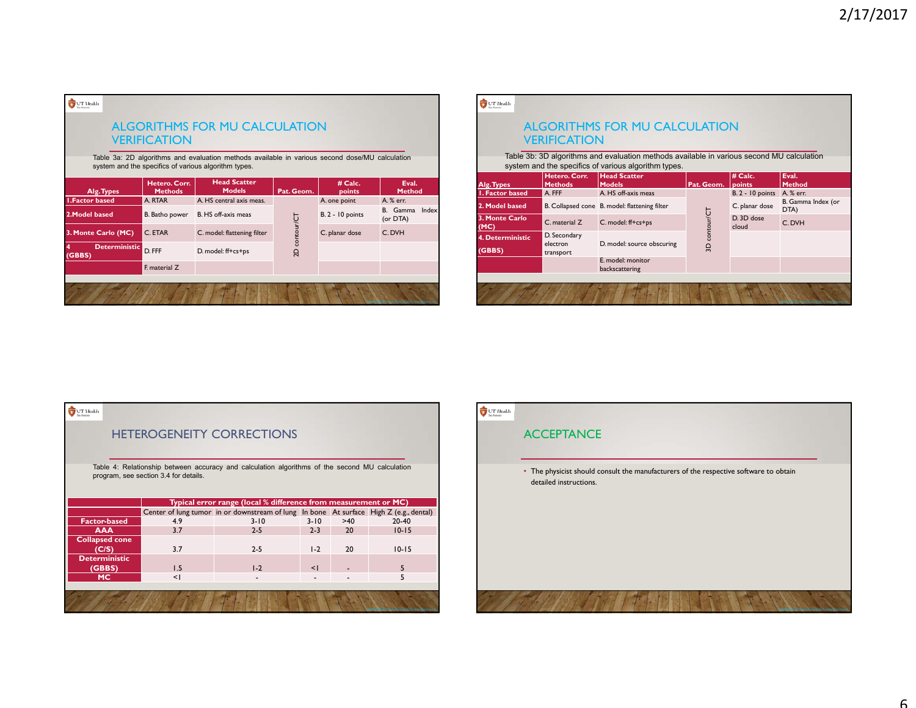## ALGORITHMS FOR MU CALCULATION VERIFICATION

Table 3a: 2D algorithms and evaluation methods available in various second dose/MU calculation system and the specifics of various algorithm types.

| Alg. Types | Hetero. Corr. Methods | Head Scatter Models | Pat. Geom. | # Calc. points | Eval. Method |
|---|---|---|---|---|---|
| 1.Factor based | A. RTAR | A. HS central axis meas. | 2D contour/CT | A. one point | A. % err. |
| 2.Model based | B. Batho power | B. HS off-axis meas | | B. 2 - 10 points | B. Gamma Index (or DTA) |
| 3. Monte Carlo (MC) | C. ETAR | C. model: flattening filter | | C. planar dose | C. DVH |
| 4 Deterministic (GBBS) | D. FFF | D. model: ff+cs+ps | | | |
| | F. material Z | | | | |

## ALGORITHMS FOR MU CALCULATION VERIFICATION

Table 3b: 3D algorithms and evaluation methods available in various second MU calculation system and the specifics of various algorithm types.

| Alg. Types | Hetero. Corr. Methods | Head Scatter Models | Pat. Geom. | # Calc. points | Eval. Method |
|---|---|---|---|---|---|
| 1. Factor based | A. FFF | A. HS off-axis meas | 3D contour/CT | B. 2 - 10 points | A. % err. |
| 2. Model based | B. Collapsed cone | B. model: flattening filter | | C. planar dose | B. Gamma Index (or DTA) |
| 3. Monte Carlo (MC) | C. material Z | C. model: ff+cs+ps | | D. 3D dose cloud | C. DVH |
| 4. Deterministic (GBBS) | D. Secondary electron transport | D. model: source obscuring | | | |
| | | E. model: monitor backscattering | | | |

## HETEROGENEITY CORRECTIONS

Table 4: Relationship between accuracy and calculation algorithms of the second MU calculation program, see section 3.4 for details.

| | Typical error range (local % difference from measurement or MC) | | | | |
|---|---|---|---|---|---|
| | Center of lung tumor | in or downstream of lung | In bone | At surface | High Z (e.g., dental) |
| Factor-based | 4.9 | 3-10 | 3-10 | >40 | 20-40 |
| AAA | 3.7 | 2-5 | 2-3 | 20 | 10-15 |
| Collapsed cone (C/S) | 3.7 | 2-5 | 1-2 | 20 | 10-15 |
| Deterministic (GBBS) | 1.5 | 1-2 | <1 | - | 5 |
| MC | <1 | - | - | - | 5 |

## ACCEPTANCE

- The physicist should consult the manufacturers of the respective software to obtain detailed instructions.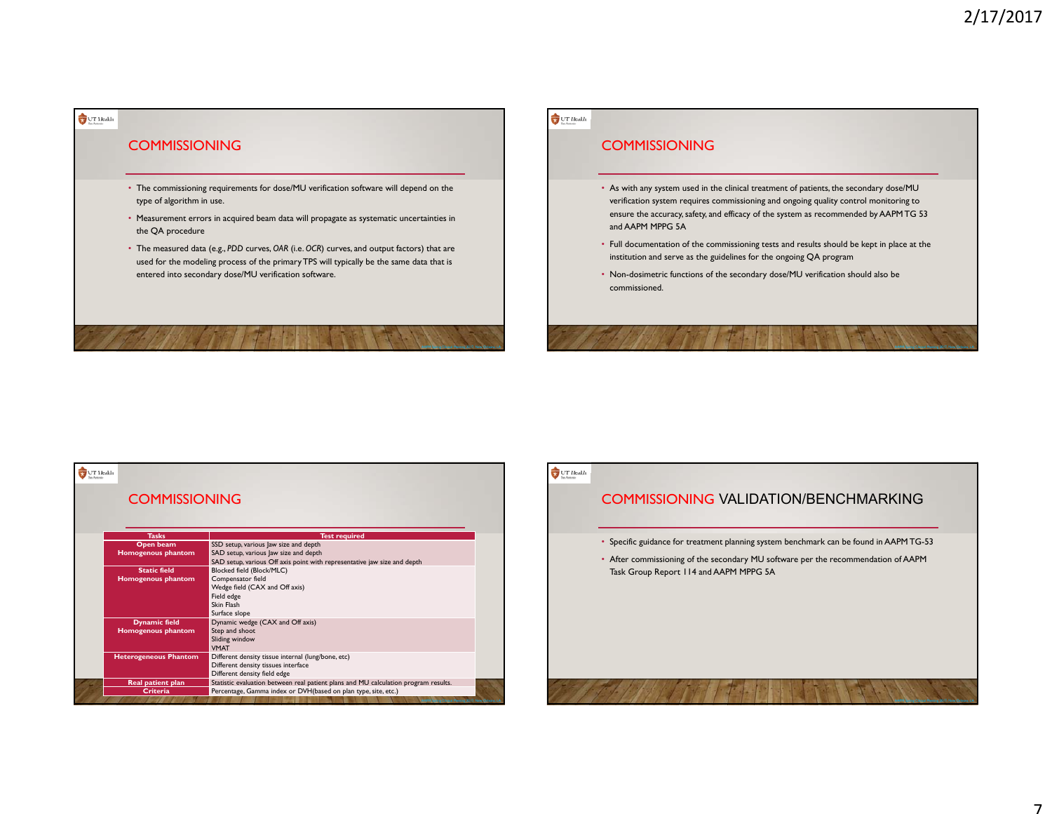## COMMISSIONING

- The commissioning requirements for dose/MU verification software will depend on the type of algorithm in use.
- Measurement errors in acquired beam data will propagate as systematic uncertainties in the QA procedure
- The measured data (e.g., *PDD* curves, *OAR* (i.e. *OCR*) curves, and output factors) that are used for the modeling process of the primary TPS will typically be the same data that is entered into secondary dose/MU verification software.

## COMMISSIONING

- As with any system used in the clinical treatment of patients, the secondary dose/MU verification system requires commissioning and ongoing quality control monitoring to ensure the accuracy, safety, and efficacy of the system as recommended by AAPM TG 53 and AAPM MPPG 5A
- Full documentation of the commissioning tests and results should be kept in place at the institution and serve as the guidelines for the ongoing QA program
- Non-dosimetric functions of the secondary dose/MU verification should also be commissioned.

## COMMISSIONING

| Tasks | Test required |
|---|---|
| **Open beam Homogenous phantom** | SSD setup, various Jaw size and depth<br>SAD setup, various Jaw size and depth<br>SAD setup, various Off axis point with representative jaw size and depth |
| **Static field Homogenous phantom** | Blocked field (Block/MLC)<br>Compensator field<br>Wedge field (CAX and Off axis)<br>Field edge<br>Skin Flash<br>Surface slope |
| **Dynamic field Homogenous phantom** | Dynamic wedge (CAX and Off axis)<br>Step and shoot<br>Sliding window<br>VMAT |
| **Heterogeneous Phantom** | Different density tissue internal (lung/bone, etc)<br>Different density tissues interface<br>Different density field edge |
| **Real patient plan** | Statistic evaluation between real patient plans and MU calculation program results. |
| **Criteria** | Percentage, Gamma index or DVH(based on plan type, site, etc.) |

## COMMISSIONING VALIDATION/BENCHMARKING

- Specific guidance for treatment planning system benchmark can be found in AAPM TG-53
- After commissioning of the secondary MU software per the recommendation of AAPM Task Group Report 114 and AAPM MPPG 5A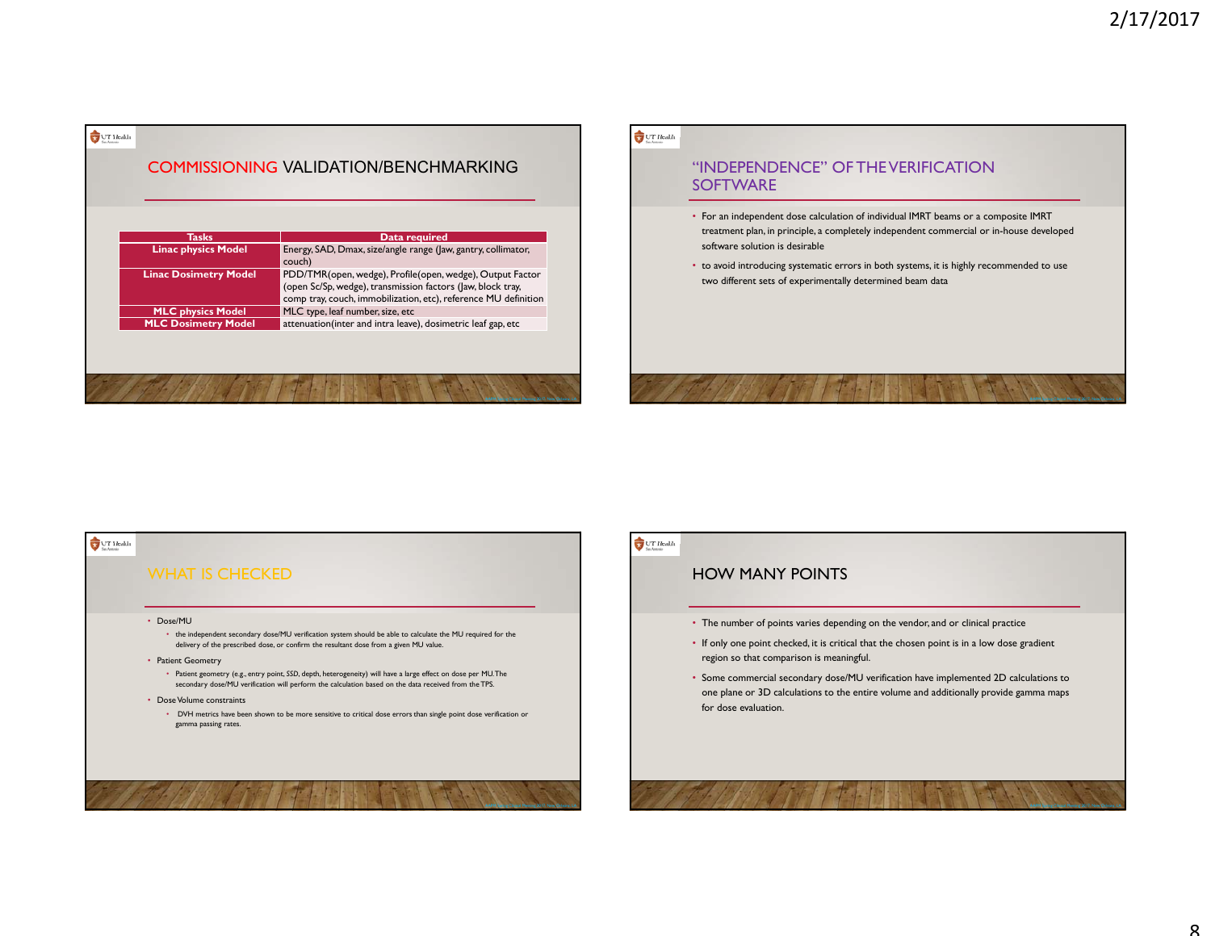## COMMISSIONING VALIDATION/BENCHMARKING

| Tasks | Data required |
| --- | --- |
| Linac physics Model | Energy, SAD, Dmax, size/angle range (Jaw, gantry, collimator, couch) |
| Linac Dosimetry Model | PDD/TMR(open, wedge), Profile(open, wedge), Output Factor (open Sc/Sp, wedge), transmission factors (Jaw, block tray, comp tray, couch, immobilization, etc), reference MU definition |
| MLC physics Model | MLC type, leaf number, size, etc |
| MLC Dosimetry Model | attenuation(inter and intra leave), dosimetric leaf gap, etc |

## "INDEPENDENCE" OF THE VERIFICATION SOFTWARE

- For an independent dose calculation of individual IMRT beams or a composite IMRT treatment plan, in principle, a completely independent commercial or in-house developed software solution is desirable
- to avoid introducing systematic errors in both systems, it is highly recommended to use two different sets of experimentally determined beam data

## WHAT IS CHECKED

- Dose/MU
  - the independent secondary dose/MU verification system should be able to calculate the MU required for the delivery of the prescribed dose, or confirm the resultant dose from a given MU value.
- Patient Geometry
  - Patient geometry (e.g., entry point, SSD, depth, heterogeneity) will have a large effect on dose per MU. The secondary dose/MU verification will perform the calculation based on the data received from the TPS.
- Dose Volume constraints
  - DVH metrics have been shown to be more sensitive to critical dose errors than single point dose verification or gamma passing rates.

## HOW MANY POINTS

- The number of points varies depending on the vendor, and or clinical practice
- If only one point checked, it is critical that the chosen point is in a low dose gradient region so that comparison is meaningful.
- Some commercial secondary dose/MU verification have implemented 2D calculations to one plane or 3D calculations to the entire volume and additionally provide gamma maps for dose evaluation.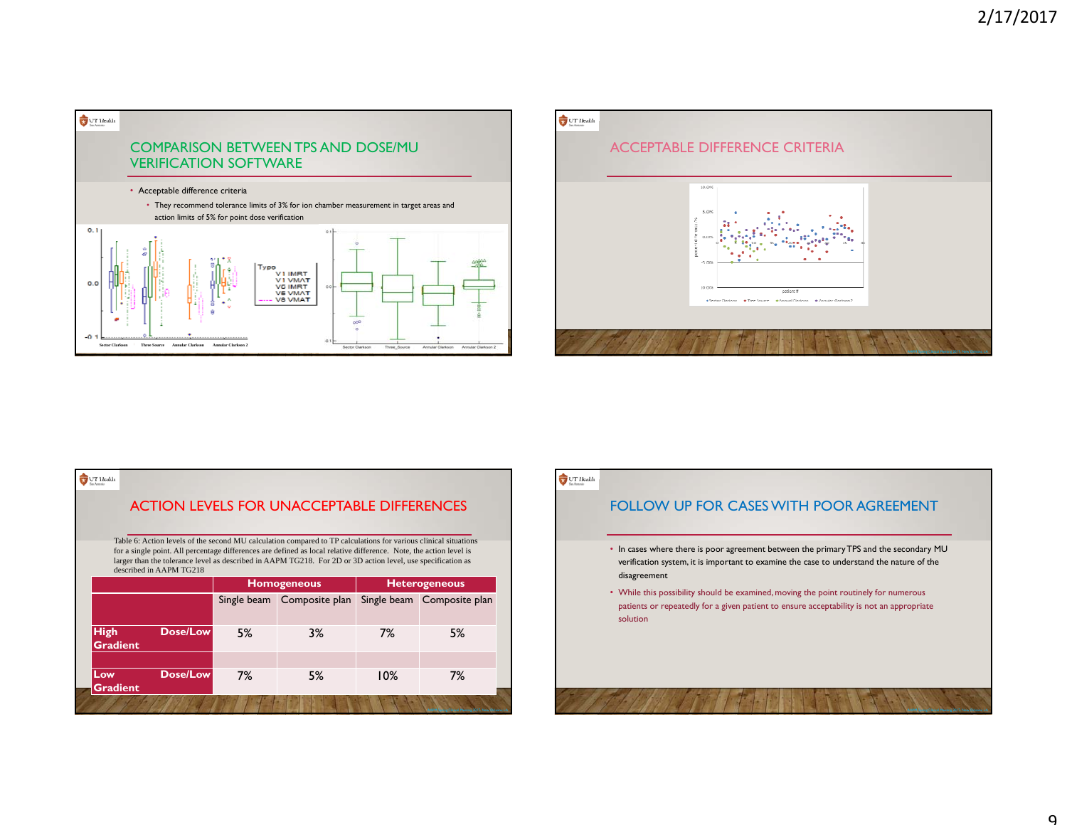## COMPARISON BETWEEN TPS AND DOSE/MU VERIFICATION SOFTWARE

- Acceptable difference criteria
  - They recommend tolerance limits of 3% for ion chamber measurement in target areas and action limits of 5% for point dose verification

## ACCEPTABLE DIFFERENCE CRITERIA

## ACTION LEVELS FOR UNACCEPTABLE DIFFERENCES

Table 6: Action levels of the second MU calculation compared to TP calculations for various clinical situations for a single point. All percentage differences are defined as local relative difference. Note, the action level is larger than the tolerance level as described in AAPM TG218. For 2D or 3D action level, use specification as described in AAPM TG218

| | Homogeneous | | Heterogeneous | |
|---|---|---|---|---|
| | Single beam | Composite plan | Single beam | Composite plan |
| High Dose/Low Gradient | 5% | 3% | 7% | 5% |
| Low Dose/Low Gradient | 7% | 5% | 10% | 7% |

## FOLLOW UP FOR CASES WITH POOR AGREEMENT

- In cases where there is poor agreement between the primary TPS and the secondary MU verification system, it is important to examine the case to understand the nature of the disagreement
- While this possibility should be examined, moving the point routinely for numerous patients or repeatedly for a given patient to ensure acceptability is not an appropriate solution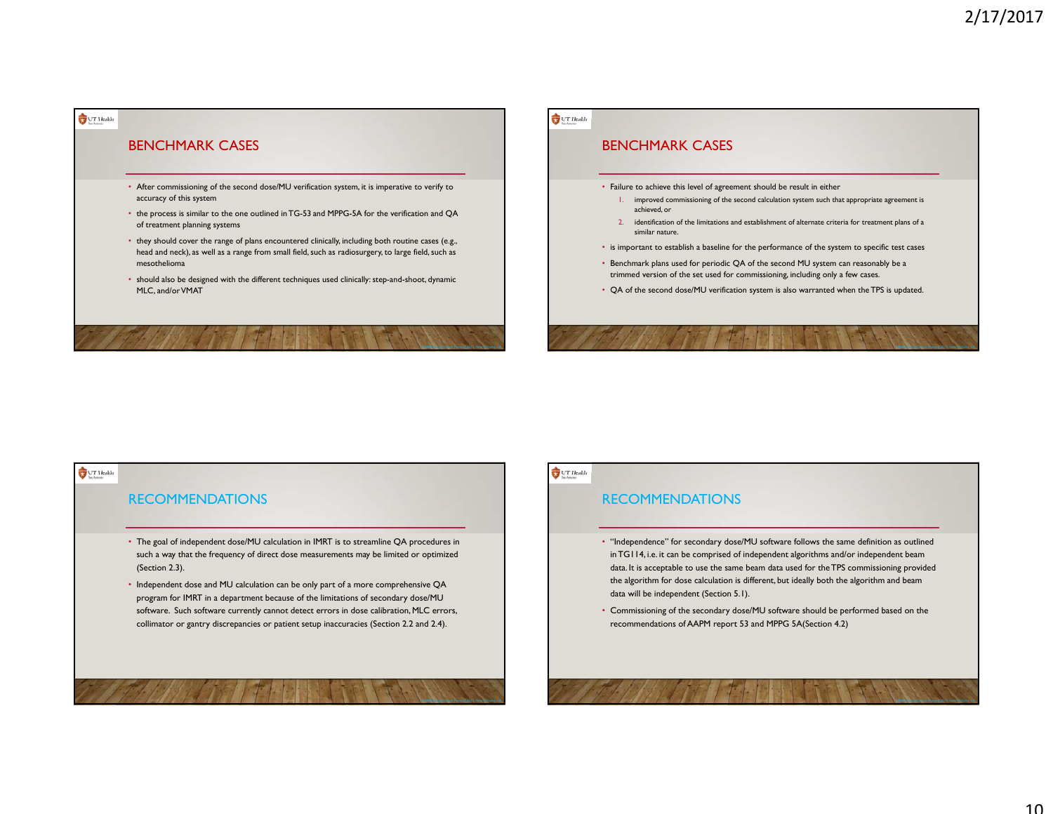## BENCHMARK CASES

- After commissioning of the second dose/MU verification system, it is imperative to verify to accuracy of this system
- the process is similar to the one outlined in TG-53 and MPPG-5A for the verification and QA of treatment planning systems
- they should cover the range of plans encountered clinically, including both routine cases (e.g., head and neck), as well as a range from small field, such as radiosurgery, to large field, such as mesothelioma
- should also be designed with the different techniques used clinically: step-and-shoot, dynamic MLC, and/or VMAT

## BENCHMARK CASES

- Failure to achieve this level of agreement should be result in either
  1. improved commissioning of the second calculation system such that appropriate agreement is achieved, or
  2. identification of the limitations and establishment of alternate criteria for treatment plans of a similar nature.
- is important to establish a baseline for the performance of the system to specific test cases
- Benchmark plans used for periodic QA of the second MU system can reasonably be a trimmed version of the set used for commissioning, including only a few cases.
- QA of the second dose/MU verification system is also warranted when the TPS is updated.

## RECOMMENDATIONS

- The goal of independent dose/MU calculation in IMRT is to streamline QA procedures in such a way that the frequency of direct dose measurements may be limited or optimized (Section 2.3).
- Independent dose and MU calculation can be only part of a more comprehensive QA program for IMRT in a department because of the limitations of secondary dose/MU software. Such software currently cannot detect errors in dose calibration, MLC errors, collimator or gantry discrepancies or patient setup inaccuracies (Section 2.2 and 2.4).

## RECOMMENDATIONS

- "Independence" for secondary dose/MU software follows the same definition as outlined in TG114, i.e. it can be comprised of independent algorithms and/or independent beam data. It is acceptable to use the same beam data used for the TPS commissioning provided the algorithm for dose calculation is different, but ideally both the algorithm and beam data will be independent (Section 5.1).
- Commissioning of the secondary dose/MU software should be performed based on the recommendations of AAPM report 53 and MPPG 5A(Section 4.2)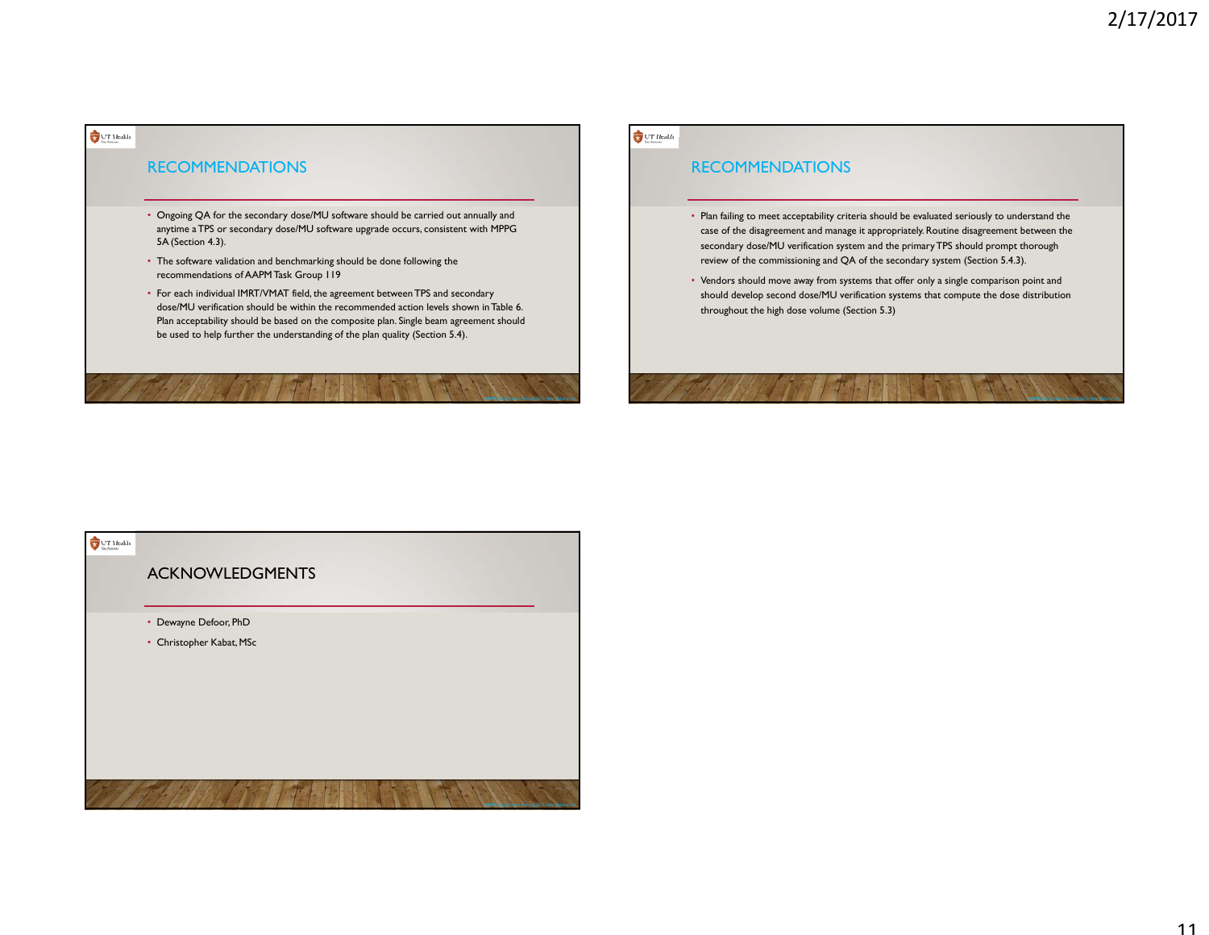## RECOMMENDATIONS

- Ongoing QA for the secondary dose/MU software should be carried out annually and anytime a TPS or secondary dose/MU software upgrade occurs, consistent with MPPG 5A (Section 4.3).
- The software validation and benchmarking should be done following the recommendations of AAPM Task Group 119
- For each individual IMRT/VMAT field, the agreement between TPS and secondary dose/MU verification should be within the recommended action levels shown in Table 6. Plan acceptability should be based on the composite plan. Single beam agreement should be used to help further the understanding of the plan quality (Section 5.4).

## RECOMMENDATIONS

- Plan failing to meet acceptability criteria should be evaluated seriously to understand the case of the disagreement and manage it appropriately. Routine disagreement between the secondary dose/MU verification system and the primary TPS should prompt thorough review of the commissioning and QA of the secondary system (Section 5.4.3).
- Vendors should move away from systems that offer only a single comparison point and should develop second dose/MU verification systems that compute the dose distribution throughout the high dose volume (Section 5.3)

## ACKNOWLEDGMENTS

- Dewayne Defoor, PhD
- Christopher Kabat, MSc